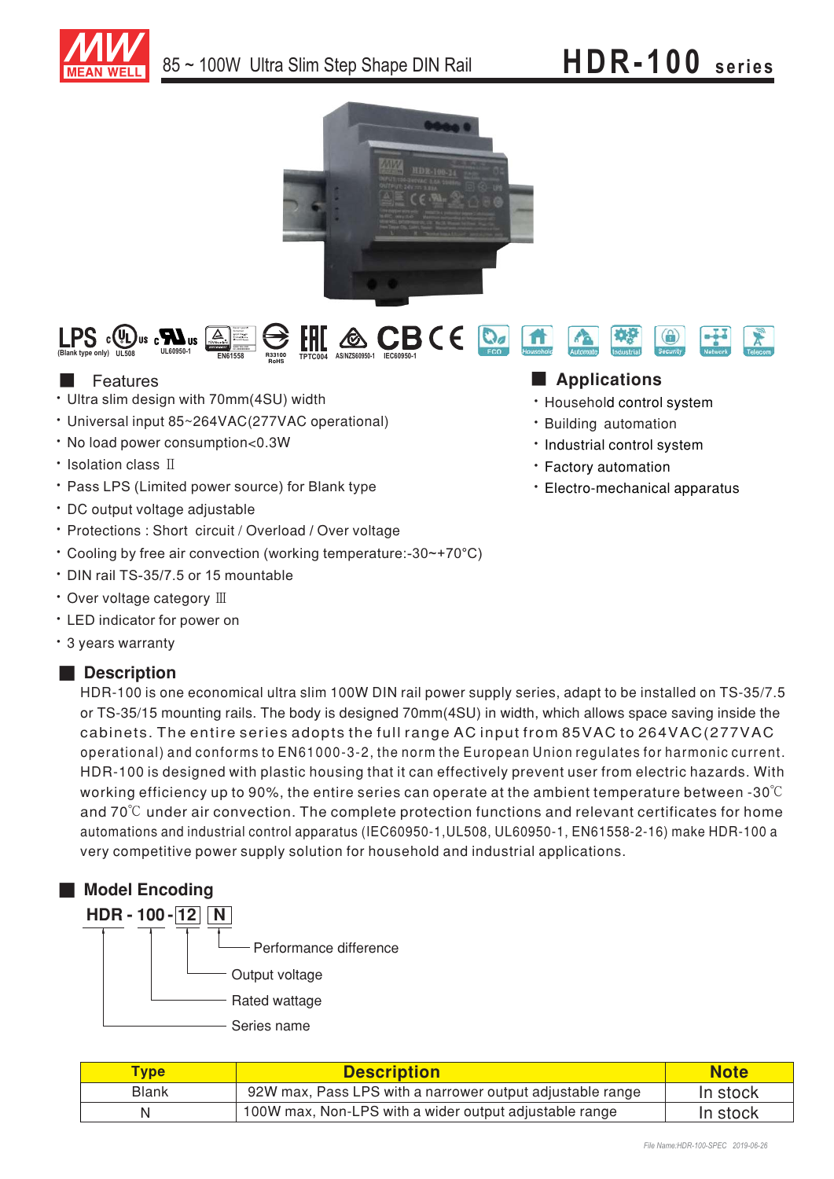# 85 ~ 100W Ultra Slim Step Shape DIN Rail — HDR-100 series

LPS (Blank type only) UL508 UL60950-1 EN61558 R33100 RoHS TPTC004 AS/NZS60950-1 IEC60950-1

Eco Household Automate Industrial Security Network Telecom

## Features

- Ultra slim design with 70mm(4SU) width
- Universal input 85~264VAC(277VAC operational)
- No load power consumption<0.3W
- Isolation class Ⅱ
- Pass LPS (Limited power source) for Blank type
- DC output voltage adjustable
- Protections : Short circuit / Overload / Over voltage
- Cooling by free air convection (working temperature:-30~+70°C)
- DIN rail TS-35/7.5 or 15 mountable
- Over voltage category Ⅲ
- LED indicator for power on
- 3 years warranty

## Applications

- Household control system
- Building automation
- Industrial control system
- Factory automation
- Electro-mechanical apparatus

## Description

HDR-100 is one economical ultra slim 100W DIN rail power supply series, adapt to be installed on TS-35/7.5 or TS-35/15 mounting rails. The body is designed 70mm(4SU) in width, which allows space saving inside the cabinets. The entire series adopts the full range AC input from 85VAC to 264VAC(277VAC operational) and conforms to EN61000-3-2, the norm the European Union regulates for harmonic current. HDR-100 is designed with plastic housing that it can effectively prevent user from electric hazards. With working efficiency up to 90%, the entire series can operate at the ambient temperature between -30℃ and 70℃ under air convection. The complete protection functions and relevant certificates for home automations and industrial control apparatus (IEC60950-1,UL508, UL60950-1, EN61558-2-16) make HDR-100 a very competitive power supply solution for household and industrial applications.

## Model Encoding

HDR - 100 - 12 N

- N — Performance difference
- 12 — Output voltage
- 100 — Rated wattage
- HDR — Series name

| Type | Description | Note |
|---|---|---|
| Blank | 92W max, Pass LPS with a narrower output adjustable range | In stock |
| N | 100W max, Non-LPS with a wider output adjustable range | In stock |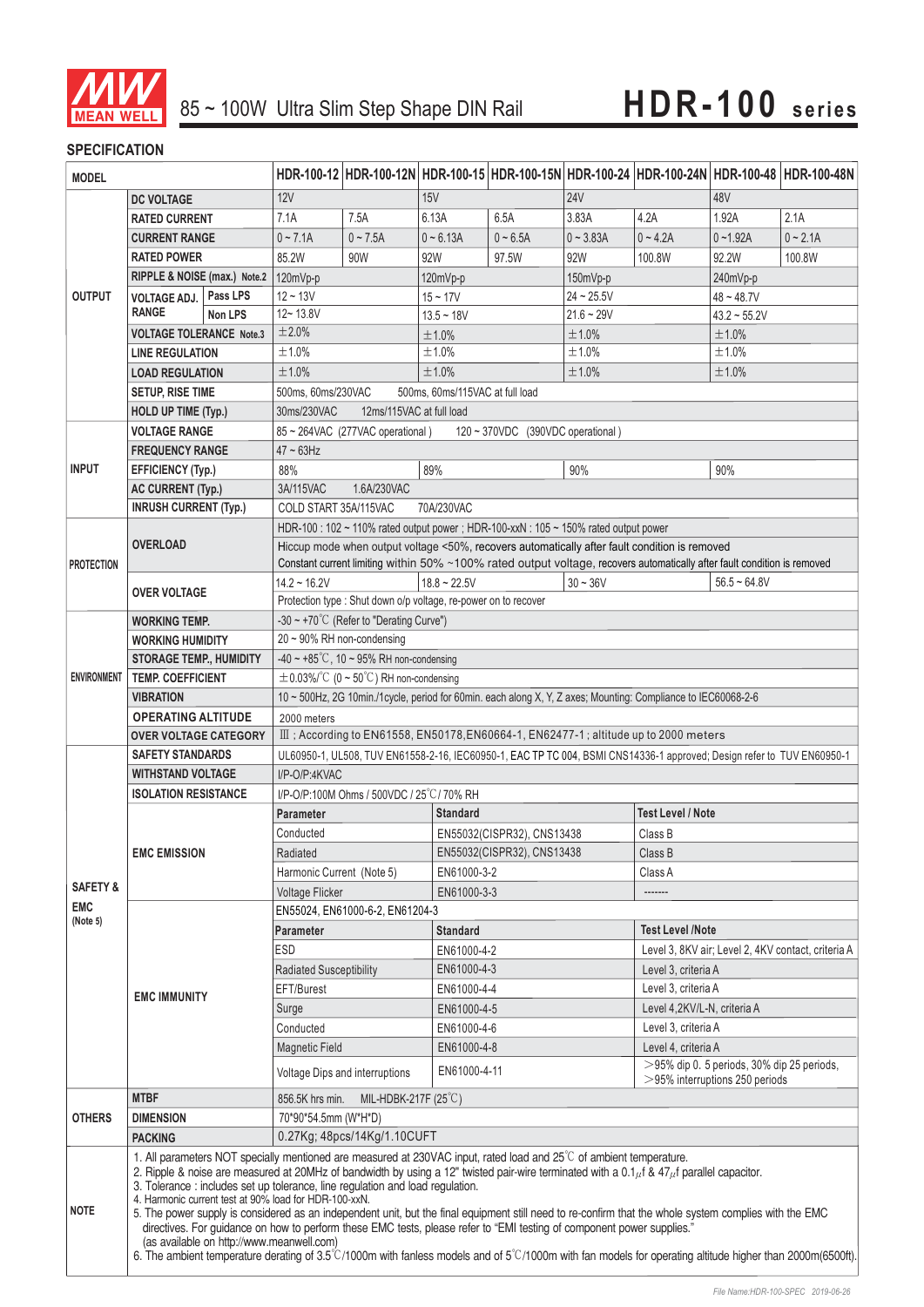# 85 ~ 100W Ultra Slim Step Shape DIN Rail — HDR-100 series

## SPECIFICATION

| MODEL | | | HDR-100-12 | HDR-100-12N | HDR-100-15 | HDR-100-15N | HDR-100-24 | HDR-100-24N | HDR-100-48 | HDR-100-48N |
|---|---|---|---|---|---|---|---|---|---|---|
| OUTPUT | DC VOLTAGE | | 12V | | 15V | | 24V | | 48V | |
| | RATED CURRENT | | 7.1A | 7.5A | 6.13A | 6.5A | 3.83A | 4.2A | 1.92A | 2.1A |
| | CURRENT RANGE | | 0 ~ 7.1A | 0 ~ 7.5A | 0 ~ 6.13A | 0 ~ 6.5A | 0 ~ 3.83A | 0 ~ 4.2A | 0 ~1.92A | 0 ~ 2.1A |
| | RATED POWER | | 85.2W | 90W | 92W | 97.5W | 92W | 100.8W | 92.2W | 100.8W |
| | RIPPLE & NOISE (max.) Note.2 | | 120mVp-p | | 120mVp-p | | 150mVp-p | | 240mVp-p | |
| | VOLTAGE ADJ. RANGE | Pass LPS | 12 ~ 13V | | 15 ~ 17V | | 24 ~ 25.5V | | 48 ~ 48.7V | |
| | | Non LPS | 12~ 13.8V | | 13.5 ~ 18V | | 21.6 ~ 29V | | 43.2 ~ 55.2V | |
| | VOLTAGE TOLERANCE Note.3 | | ±2.0% | | ±1.0% | | ±1.0% | | ±1.0% | |
| | LINE REGULATION | | ±1.0% | | ±1.0% | | ±1.0% | | ±1.0% | |
| | LOAD REGULATION | | ±1.0% | | ±1.0% | | ±1.0% | | ±1.0% | |
| | SETUP, RISE TIME | | 500ms, 60ms/230VAC 500ms, 60ms/115VAC at full load | | | | | | | |
| | HOLD UP TIME (Typ.) | | 30ms/230VAC 12ms/115VAC at full load | | | | | | | |
| INPUT | VOLTAGE RANGE | | 85 ~ 264VAC (277VAC operational ) 120 ~ 370VDC (390VDC operational ) | | | | | | | |
| | FREQUENCY RANGE | | 47 ~ 63Hz | | | | | | | |
| | EFFICIENCY (Typ.) | | 88% | | 89% | | 90% | | 90% | |
| | AC CURRENT (Typ.) | | 3A/115VAC 1.6A/230VAC | | | | | | | |
| | INRUSH CURRENT (Typ.) | | COLD START 35A/115VAC 70A/230VAC | | | | | | | |
| PROTECTION | OVERLOAD | | HDR-100 : 102 ~ 110% rated output power ; HDR-100-xxN : 105 ~ 150% rated output power | | | | | | | |
| | | | Hiccup mode when output voltage <50%, recovers automatically after fault condition is removed<br>Constant current limiting within 50% ~100% rated output voltage, recovers automatically after fault condition is removed | | | | | | | |
| | OVER VOLTAGE | | 14.2 ~ 16.2V | | 18.8 ~ 22.5V | | 30 ~ 36V | | 56.5 ~ 64.8V | |
| | | | Protection type : Shut down o/p voltage, re-power on to recover | | | | | | | |
| ENVIRONMENT | WORKING TEMP. | | -30 ~ +70℃ (Refer to "Derating Curve") | | | | | | | |
| | WORKING HUMIDITY | | 20 ~ 90% RH non-condensing | | | | | | | |
| | STORAGE TEMP., HUMIDITY | | -40 ~ +85℃, 10 ~ 95% RH non-condensing | | | | | | | |
| | TEMP. COEFFICIENT | | ±0.03%/℃ (0 ~ 50℃) RH non-condensing | | | | | | | |
| | VIBRATION | | 10 ~ 500Hz, 2G 10min./1cycle, period for 60min. each along X, Y, Z axes; Mounting: Compliance to IEC60068-2-6 | | | | | | | |
| | OPERATING ALTITUDE | | 2000 meters | | | | | | | |
| | OVER VOLTAGE CATEGORY | | Ⅲ ; According to EN61558, EN50178,EN60664-1, EN62477-1 ; altitude up to 2000 meters | | | | | | | |
| SAFETY & EMC (Note 5) | SAFETY STANDARDS | | UL60950-1, UL508, TUV EN61558-2-16, IEC60950-1, EAC TP TC 004, BSMI CNS14336-1 approved; Design refer to TUV EN60950-1 | | | | | | | |
| | WITHSTAND VOLTAGE | | I/P-O/P:4KVAC | | | | | | | |
| | ISOLATION RESISTANCE | | I/P-O/P:100M Ohms / 500VDC / 25℃/ 70% RH | | | | | | | |
| | EMC EMISSION | | **Parameter** | | **Standard** | | | **Test Level / Note** | | |
| | | | Conducted | | EN55032(CISPR32), CNS13438 | | | Class B | | |
| | | | Radiated | | EN55032(CISPR32), CNS13438 | | | Class B | | |
| | | | Harmonic Current (Note 5) | | EN61000-3-2 | | | Class A | | |
| | | | Voltage Flicker | | EN61000-3-3 | | | ------- | | |
| | EMC IMMUNITY | | EN55024, EN61000-6-2, EN61204-3 | | | | | | | |
| | | | **Parameter** | | **Standard** | | | **Test Level /Note** | | |
| | | | ESD | | EN61000-4-2 | | | Level 3, 8KV air; Level 2, 4KV contact, criteria A | | |
| | | | Radiated Susceptibility | | EN61000-4-3 | | | Level 3, criteria A | | |
| | | | EFT/Burest | | EN61000-4-4 | | | Level 3, criteria A | | |
| | | | Surge | | EN61000-4-5 | | | Level 4,2KV/L-N, criteria A | | |
| | | | Conducted | | EN61000-4-6 | | | Level 3, criteria A | | |
| | | | Magnetic Field | | EN61000-4-8 | | | Level 4, criteria A | | |
| | | | Voltage Dips and interruptions | | EN61000-4-11 | | | >95% dip 0. 5 periods, 30% dip 25 periods,<br>>95% interruptions 250 periods | | |
| OTHERS | MTBF | | 856.5K hrs min. MIL-HDBK-217F (25℃) | | | | | | | |
| | DIMENSION | | 70*90*54.5mm (W*H*D) | | | | | | | |
| | PACKING | | 0.27Kg; 48pcs/14Kg/1.10CUFT | | | | | | | |

**NOTE**

1. All parameters NOT specially mentioned are measured at 230VAC input, rated load and 25℃ of ambient temperature.
2. Ripple & noise are measured at 20MHz of bandwidth by using a 12" twisted pair-wire terminated with a 0.1μf & 47μf parallel capacitor.
3. Tolerance : includes set up tolerance, line regulation and load regulation.
4. Harmonic current test at 90% load for HDR-100-xxN.
5. The power supply is considered as an independent unit, but the final equipment still need to re-confirm that the whole system complies with the EMC directives. For guidance on how to perform these EMC tests, please refer to "EMI testing of component power supplies." (as available on http://www.meanwell.com)
6. The ambient temperature derating of 3.5℃/1000m with fanless models and of 5℃/1000m with fan models for operating altitude higher than 2000m(6500ft).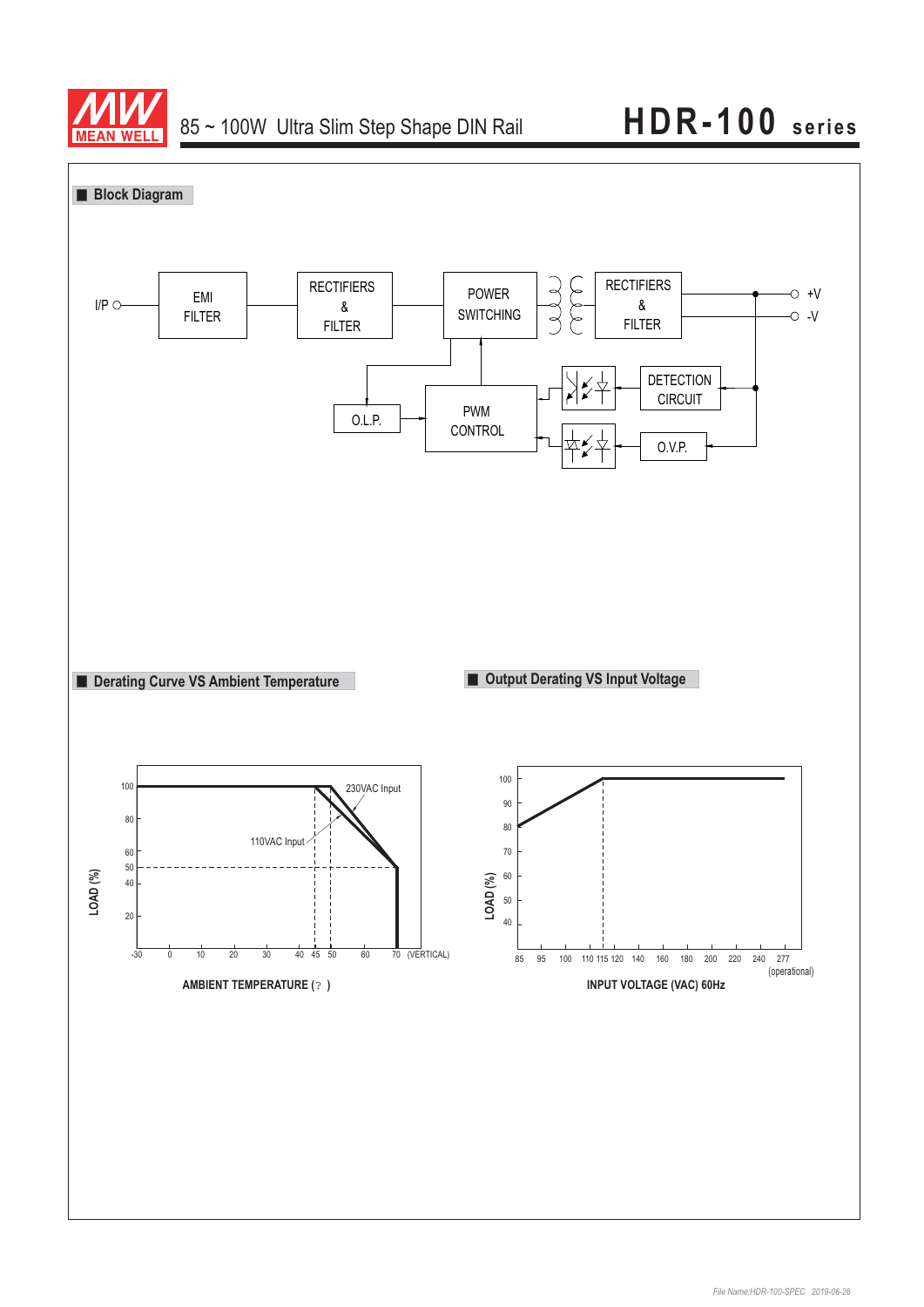## Block Diagram

I/P → EMI FILTER → RECTIFIERS & FILTER → POWER SWITCHING → RECTIFIERS & FILTER → +V / -V

O.L.P. ← → PWM CONTROL ← DETECTION CIRCUIT ← ; PWM CONTROL ← O.V.P.

## Derating Curve VS Ambient Temperature

LOAD (%): 20, 40, 50, 60, 80, 100

AMBIENT TEMPERATURE (?): -30, 0, 10, 20, 30, 40, 45, 50, 60, 70 (VERTICAL)

230VAC Input

110VAC Input

## Output Derating VS Input Voltage

LOAD (%): 40, 50, 60, 70, 80, 90, 100

INPUT VOLTAGE (VAC) 60Hz: 85, 95, 100, 110, 115, 120, 140, 160, 180, 200, 220, 240, 277 (operational)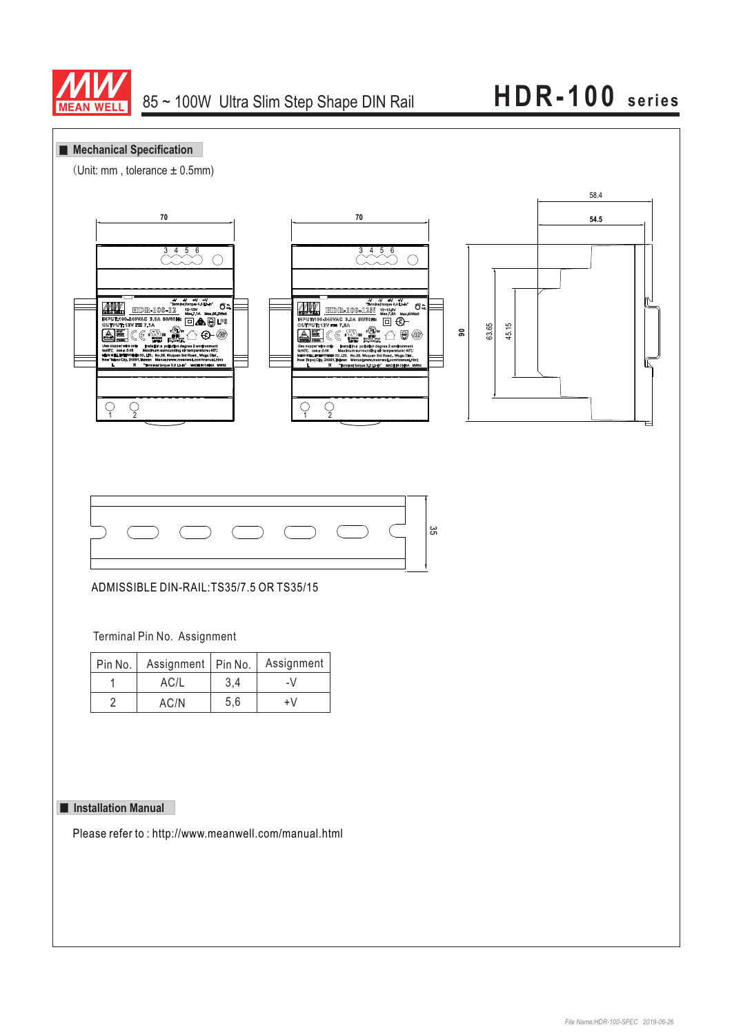## Mechanical Specification

(Unit: mm , tolerance ± 0.5mm)

70

70

58.4

54.5

90

63.65

45.15

35

ADMISSIBLE DIN-RAIL:TS35/7.5 OR TS35/15

Terminal Pin No. Assignment

| Pin No. | Assignment | Pin No. | Assignment |
|---|---|---|---|
| 1 | AC/L | 3,4 | -V |
| 2 | AC/N | 5,6 | +V |

## Installation Manual

Please refer to : http://www.meanwell.com/manual.html